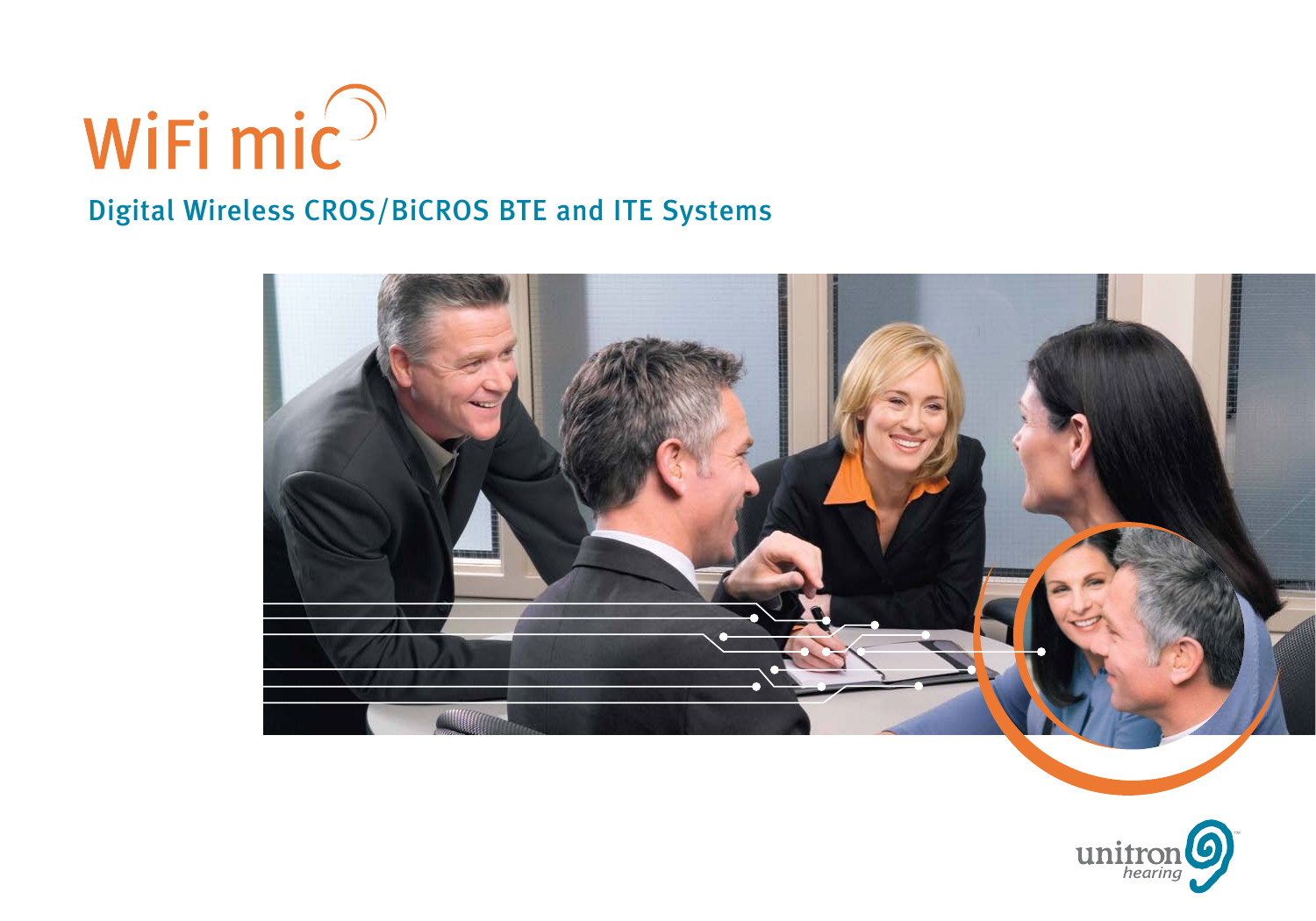# WiFi mic

## Digital Wireless CROS/BiCROS BTE and ITE Systems

unitron hearing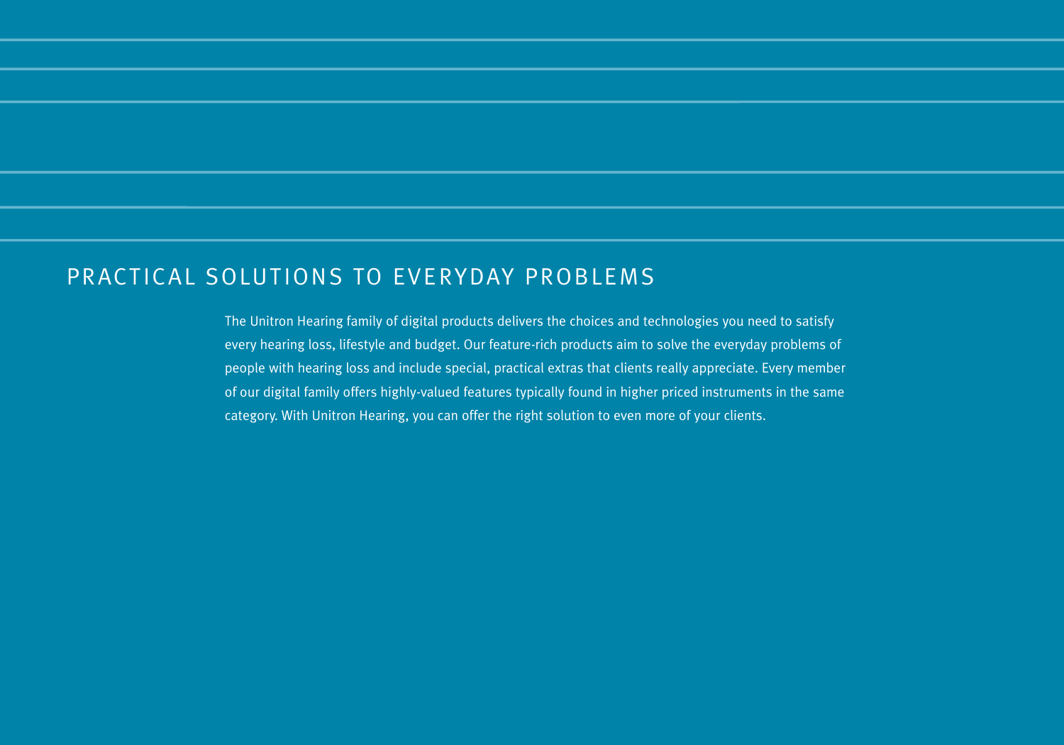# PRACTICAL SOLUTIONS TO EVERYDAY PROBLEMS

The Unitron Hearing family of digital products delivers the choices and technologies you need to satisfy every hearing loss, lifestyle and budget. Our feature-rich products aim to solve the everyday problems of people with hearing loss and include special, practical extras that clients really appreciate. Every member of our digital family offers highly-valued features typically found in higher priced instruments in the same category. With Unitron Hearing, you can offer the right solution to even more of your clients.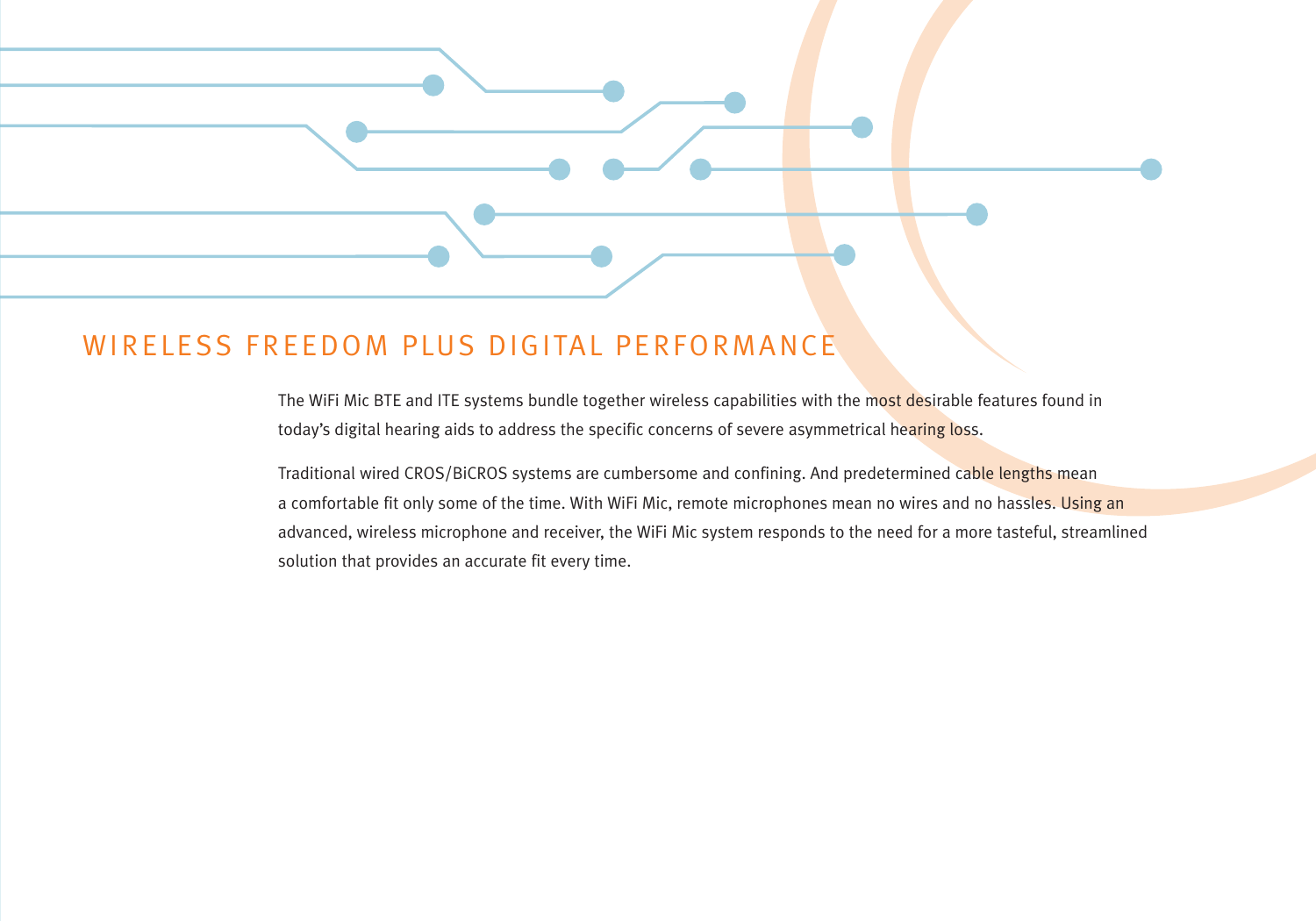## WIRELESS FREEDOM PLUS DIGITAL PERFORMANCE

The WiFi Mic BTE and ITE systems bundle together wireless capabilities with the most desirable features found in today's digital hearing aids to address the specific concerns of severe asymmetrical hearing loss.

Traditional wired CROS/BiCROS systems are cumbersome and confining. And predetermined cable lengths mean a comfortable fit only some of the time. With WiFi Mic, remote microphones mean no wires and no hassles. Using an advanced, wireless microphone and receiver, the WiFi Mic system responds to the need for a more tasteful, streamlined solution that provides an accurate fit every time.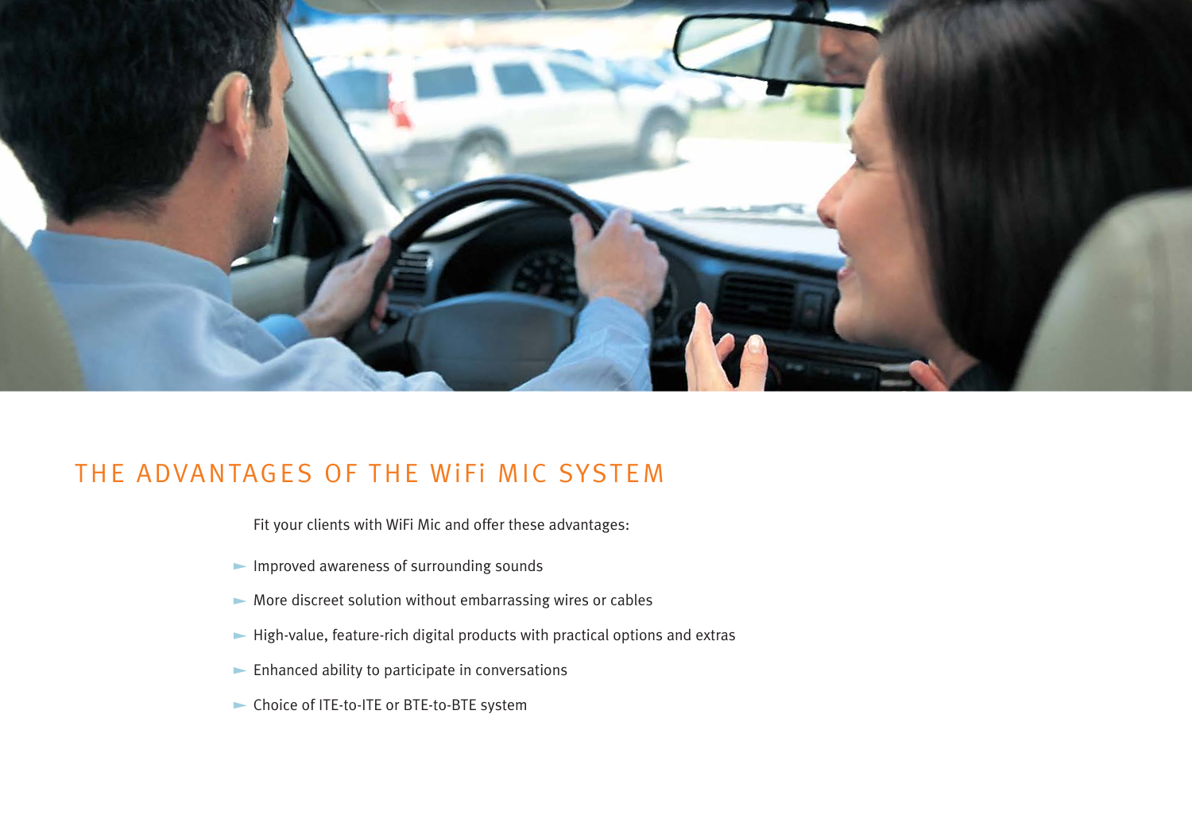## THE ADVANTAGES OF THE WiFi MIC SYSTEM

Fit your clients with WiFi Mic and offer these advantages:

- Improved awareness of surrounding sounds
- More discreet solution without embarrassing wires or cables
- High-value, feature-rich digital products with practical options and extras
- Enhanced ability to participate in conversations
- Choice of ITE-to-ITE or BTE-to-BTE system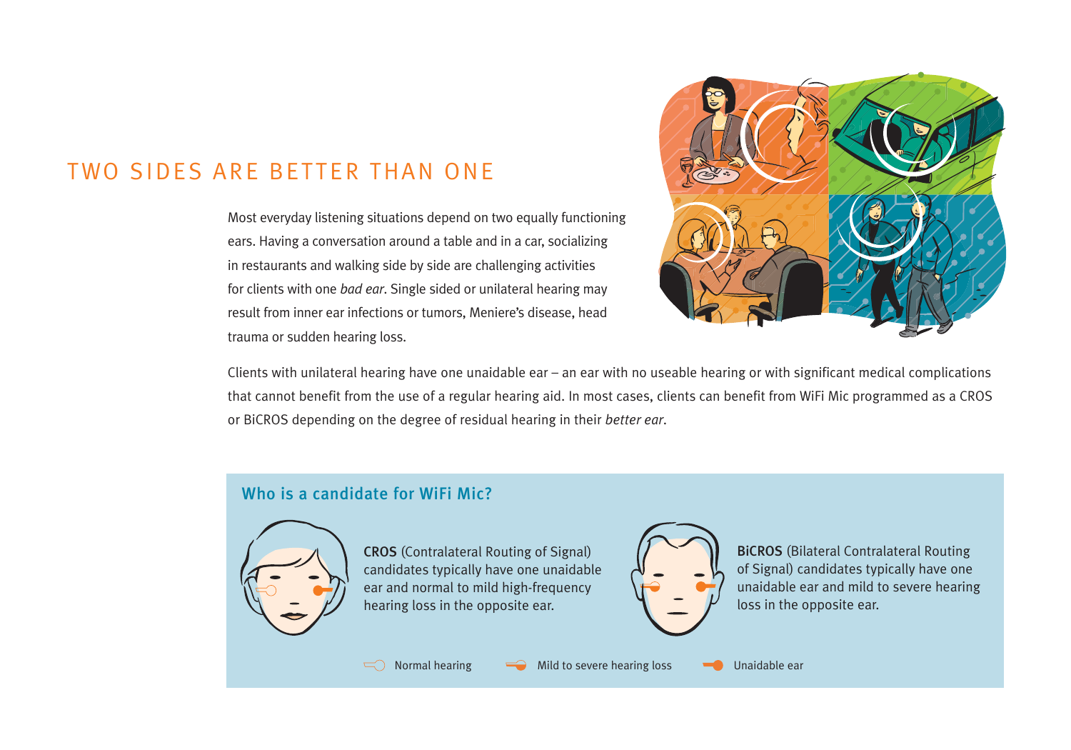# TWO SIDES ARE BETTER THAN ONE

Most everyday listening situations depend on two equally functioning ears. Having a conversation around a table and in a car, socializing in restaurants and walking side by side are challenging activities for clients with one *bad ear*. Single sided or unilateral hearing may result from inner ear infections or tumors, Meniere's disease, head trauma or sudden hearing loss.

Clients with unilateral hearing have one unaidable ear – an ear with no useable hearing or with significant medical complications that cannot benefit from the use of a regular hearing aid. In most cases, clients can benefit from WiFi Mic programmed as a CROS or BiCROS depending on the degree of residual hearing in their *better ear*.

## Who is a candidate for WiFi Mic?

**CROS** (Contralateral Routing of Signal) candidates typically have one unaidable ear and normal to mild high-frequency hearing loss in the opposite ear.

**BiCROS** (Bilateral Contralateral Routing of Signal) candidates typically have one unaidable ear and mild to severe hearing loss in the opposite ear.

Normal hearing | Mild to severe hearing loss | Unaidable ear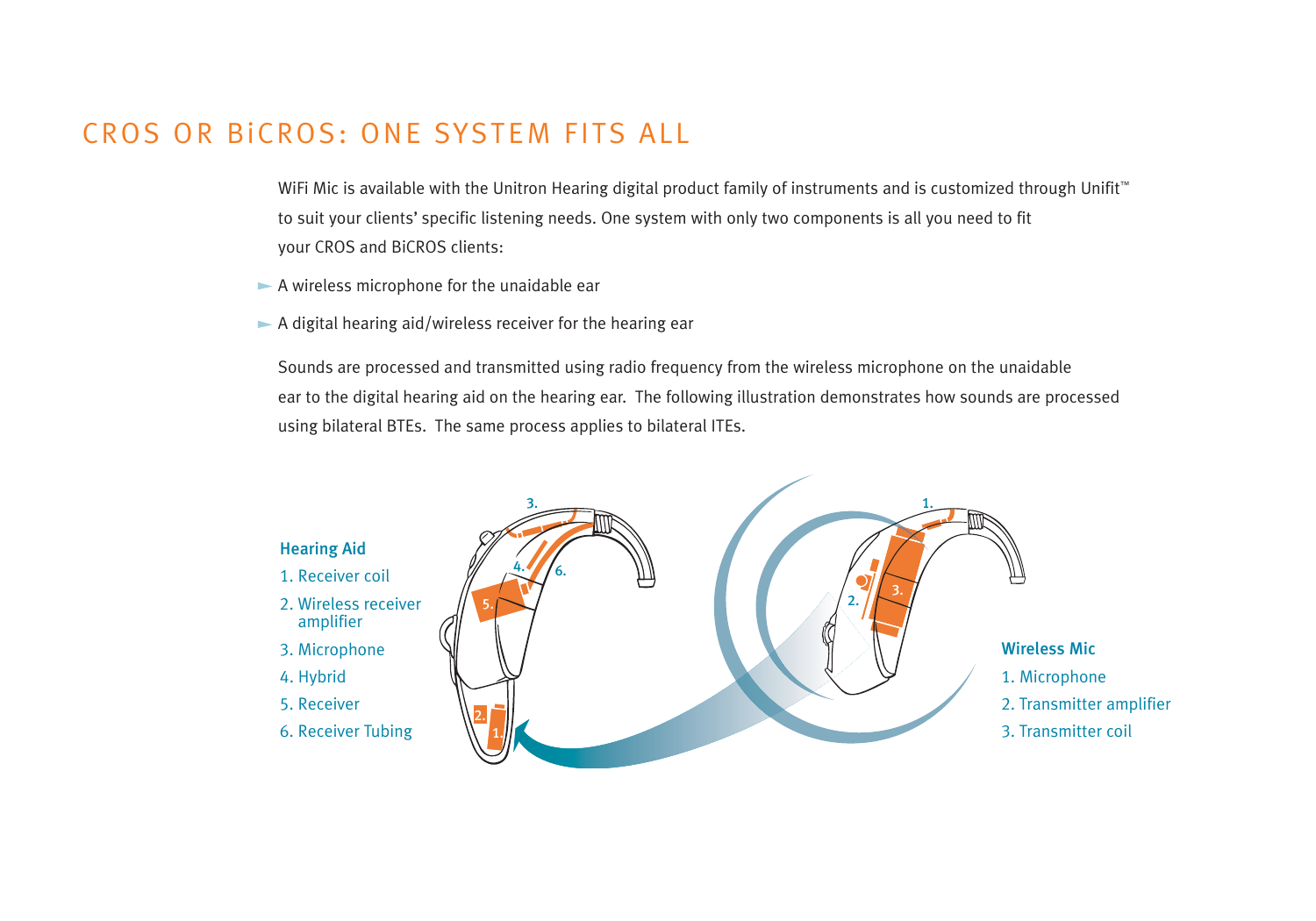# CROS OR BiCROS: ONE SYSTEM FITS ALL

WiFi Mic is available with the Unitron Hearing digital product family of instruments and is customized through Unifit™ to suit your clients' specific listening needs. One system with only two components is all you need to fit your CROS and BiCROS clients:

- A wireless microphone for the unaidable ear
- A digital hearing aid/wireless receiver for the hearing ear

Sounds are processed and transmitted using radio frequency from the wireless microphone on the unaidable ear to the digital hearing aid on the hearing ear. The following illustration demonstrates how sounds are processed using bilateral BTEs. The same process applies to bilateral ITEs.

**Hearing Aid**

1. Receiver coil
2. Wireless receiver amplifier
3. Microphone
4. Hybrid
5. Receiver
6. Receiver Tubing

**Wireless Mic**

1. Microphone
2. Transmitter amplifier
3. Transmitter coil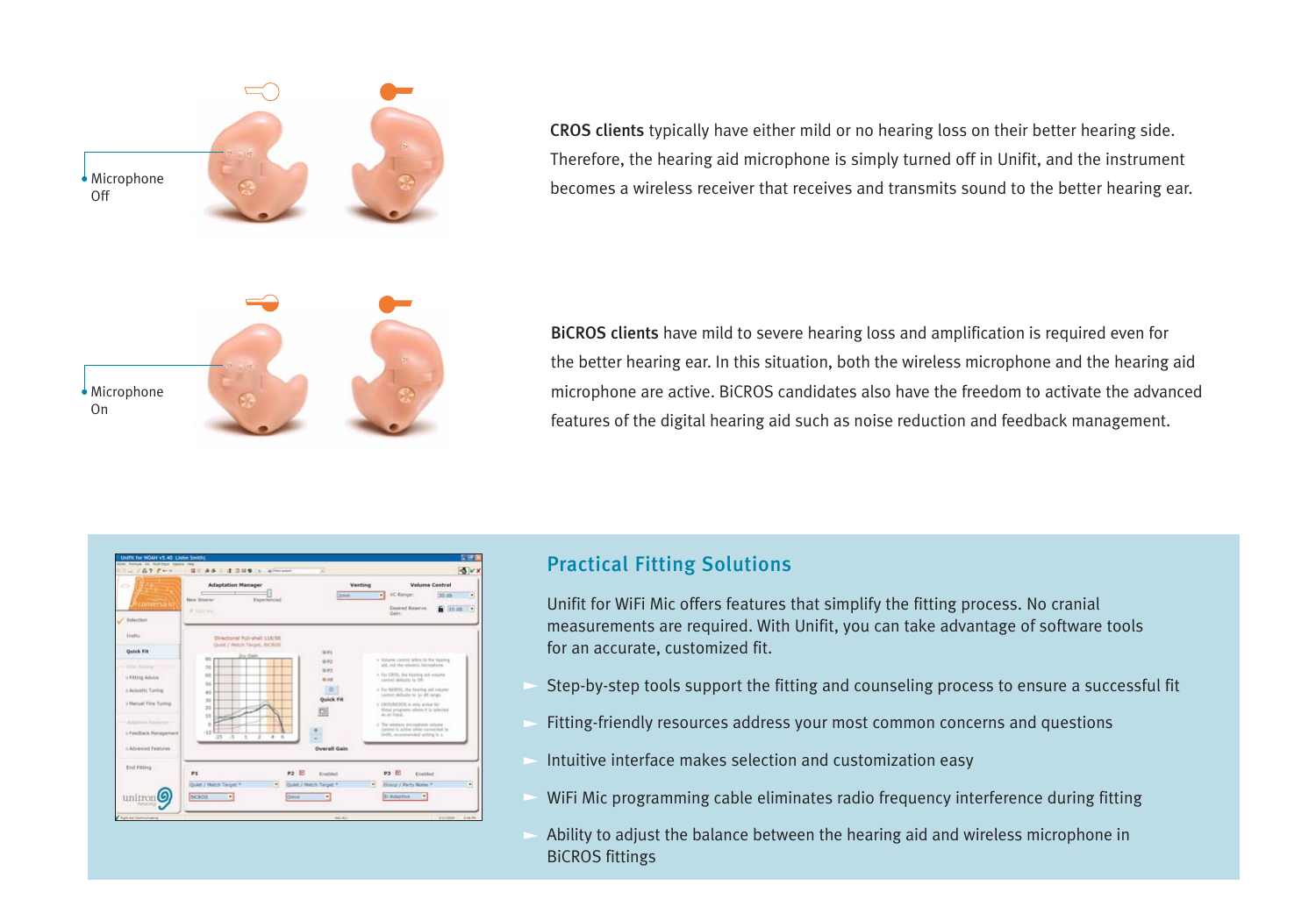Microphone Off

**CROS clients** typically have either mild or no hearing loss on their better hearing side. Therefore, the hearing aid microphone is simply turned off in Unifit, and the instrument becomes a wireless receiver that receives and transmits sound to the better hearing ear.

Microphone On

**BiCROS clients** have mild to severe hearing loss and amplification is required even for the better hearing ear. In this situation, both the wireless microphone and the hearing aid microphone are active. BiCROS candidates also have the freedom to activate the advanced features of the digital hearing aid such as noise reduction and feedback management.

## Practical Fitting Solutions

Unifit for WiFi Mic offers features that simplify the fitting process. No cranial measurements are required. With Unifit, you can take advantage of software tools for an accurate, customized fit.

- Step-by-step tools support the fitting and counseling process to ensure a successful fit
- Fitting-friendly resources address your most common concerns and questions
- Intuitive interface makes selection and customization easy
- WiFi Mic programming cable eliminates radio frequency interference during fitting
- Ability to adjust the balance between the hearing aid and wireless microphone in BiCROS fittings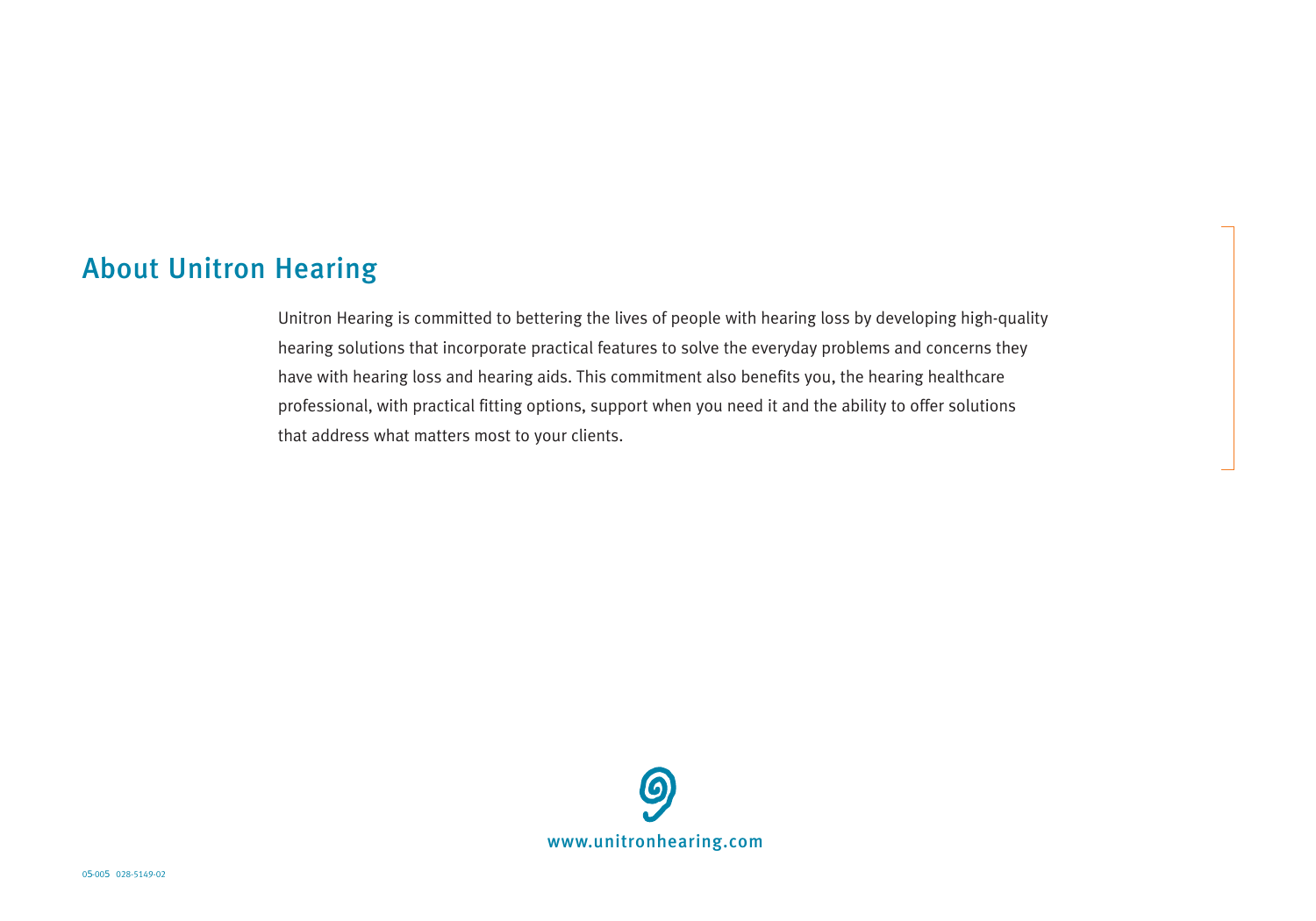## About Unitron Hearing

Unitron Hearing is committed to bettering the lives of people with hearing loss by developing high-quality hearing solutions that incorporate practical features to solve the everyday problems and concerns they have with hearing loss and hearing aids. This commitment also benefits you, the hearing healthcare professional, with practical fitting options, support when you need it and the ability to offer solutions that address what matters most to your clients.

www.unitronhearing.com

05-005 028-5149-02